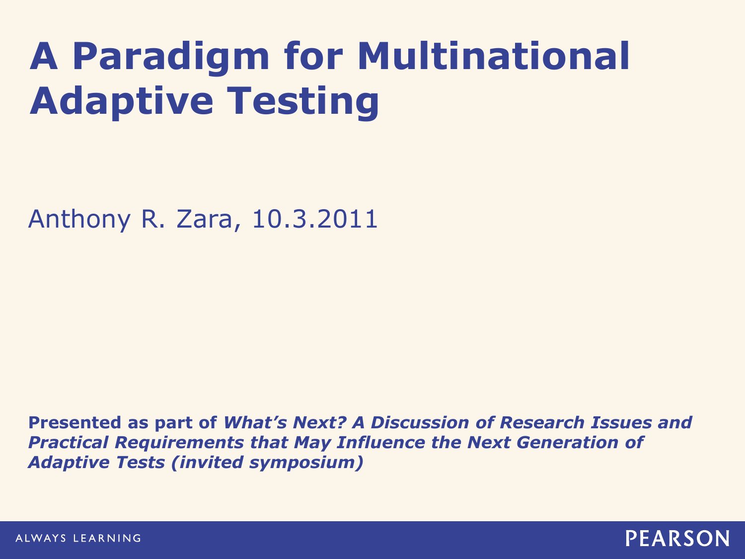# A Paradigm for Multinational Adaptive Testing

Anthony R. Zara, 10.3.2011

**Presented as part of *What's Next? A Discussion of Research Issues and Practical Requirements that May Influence the Next Generation of Adaptive Tests (invited symposium)***

ALWAYS LEARNING

PEARSON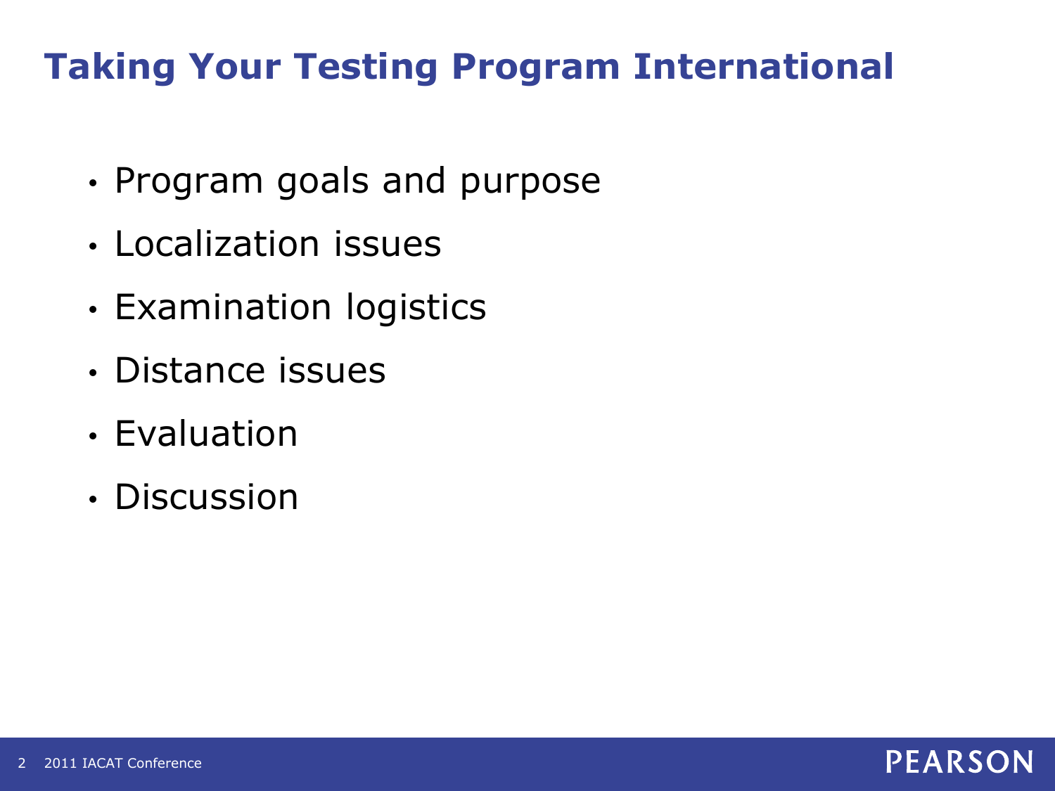# Taking Your Testing Program International

- Program goals and purpose
- Localization issues
- Examination logistics
- Distance issues
- Evaluation
- Discussion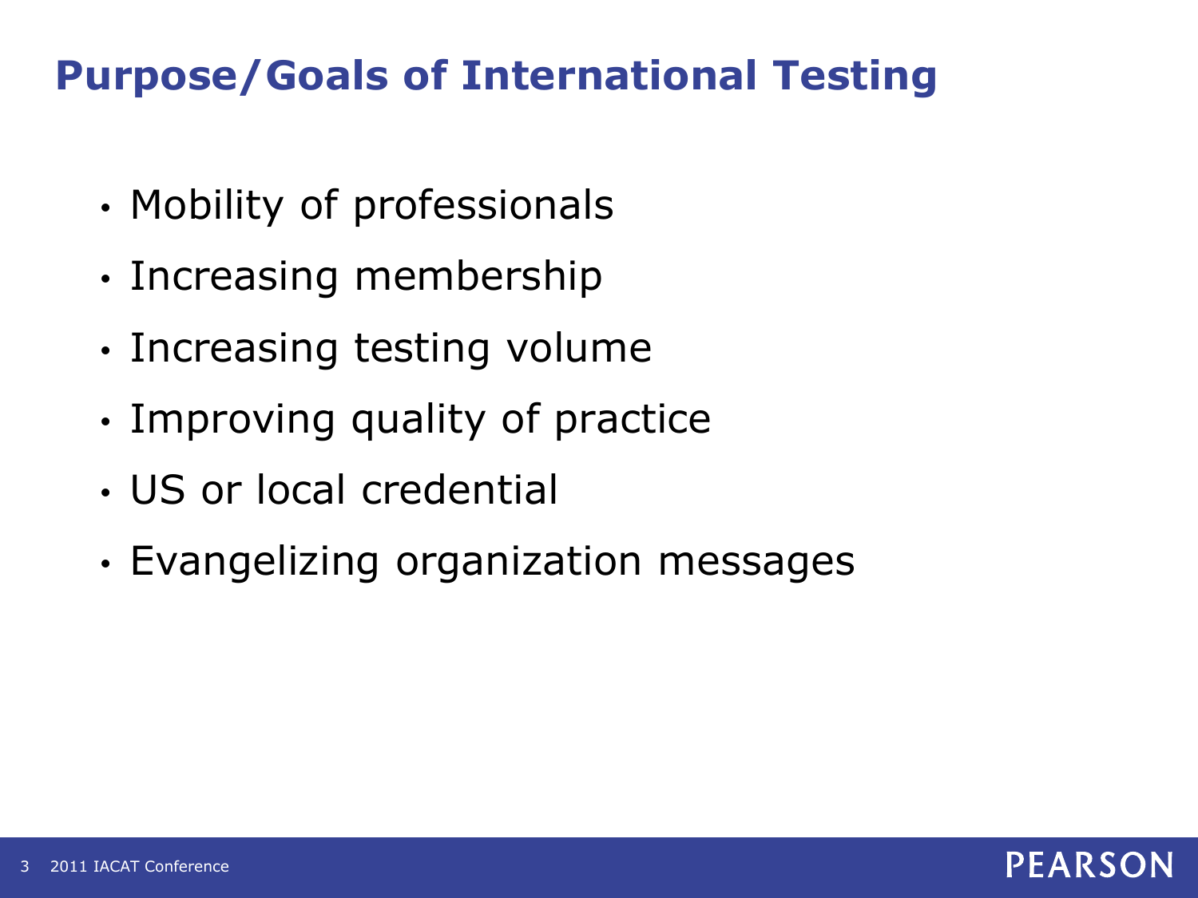# Purpose/Goals of International Testing

- Mobility of professionals
- Increasing membership
- Increasing testing volume
- Improving quality of practice
- US or local credential
- Evangelizing organization messages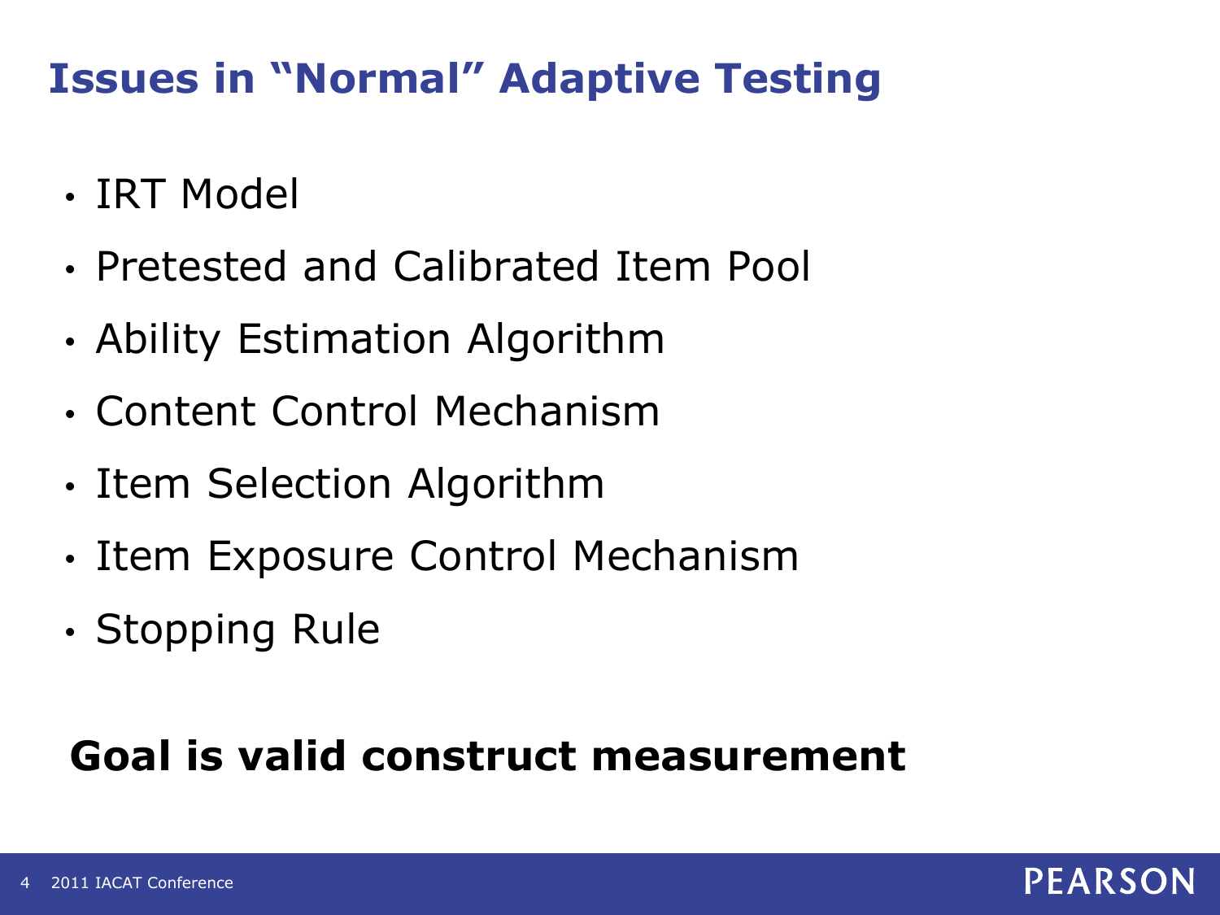# Issues in “Normal” Adaptive Testing

- IRT Model
- Pretested and Calibrated Item Pool
- Ability Estimation Algorithm
- Content Control Mechanism
- Item Selection Algorithm
- Item Exposure Control Mechanism
- Stopping Rule

**Goal is valid construct measurement**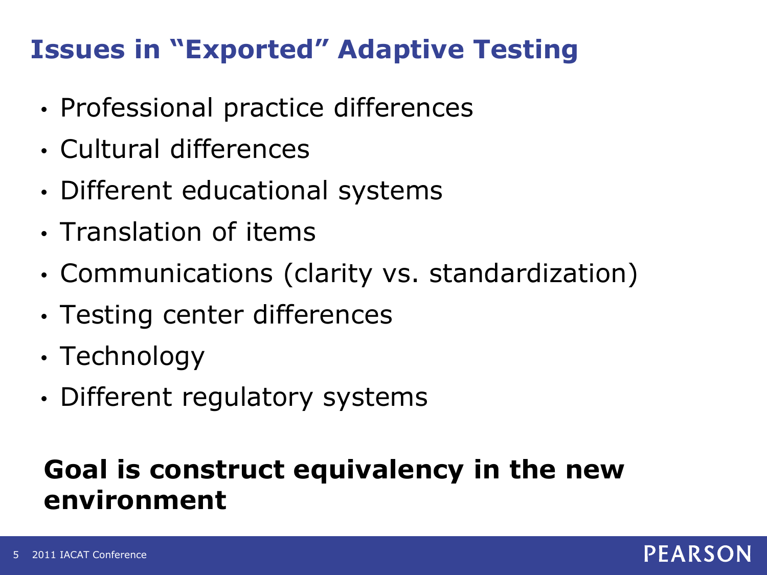## Issues in "Exported" Adaptive Testing

- Professional practice differences
- Cultural differences
- Different educational systems
- Translation of items
- Communications (clarity vs. standardization)
- Testing center differences
- Technology
- Different regulatory systems

**Goal is construct equivalency in the new environment**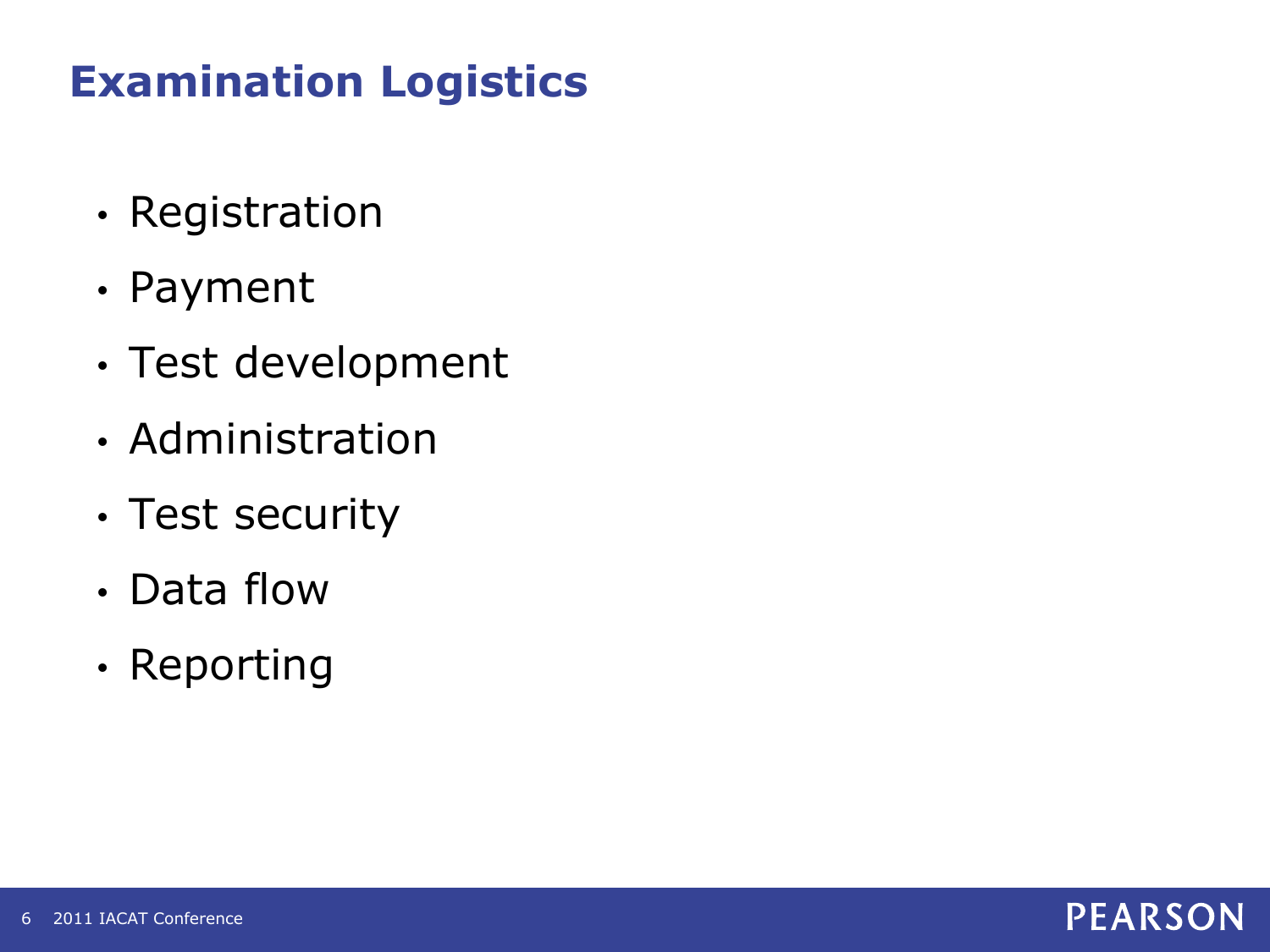# Examination Logistics

- Registration
- Payment
- Test development
- Administration
- Test security
- Data flow
- Reporting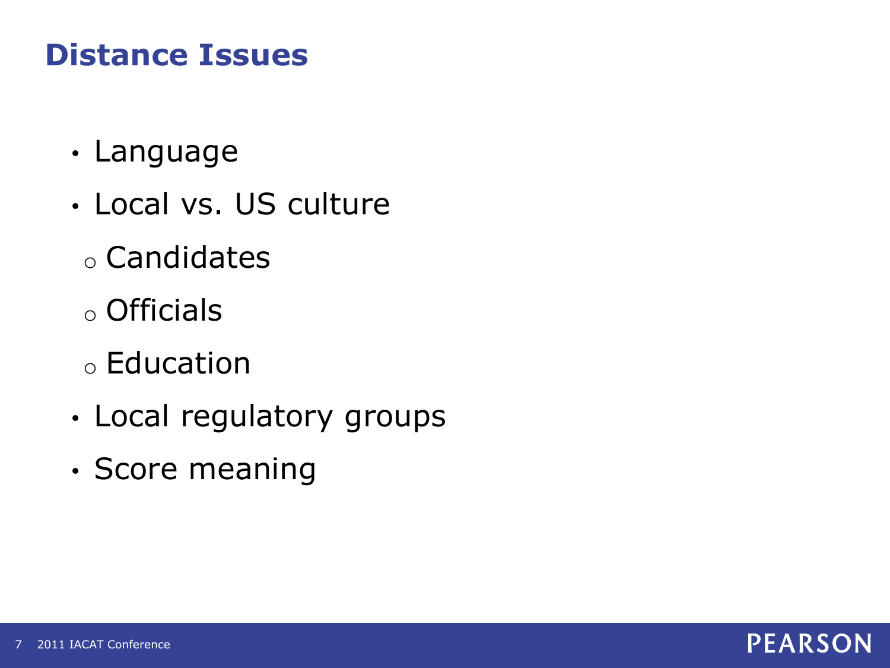# Distance Issues

- Language
- Local vs. US culture
  - Candidates
  - Officials
  - Education
- Local regulatory groups
- Score meaning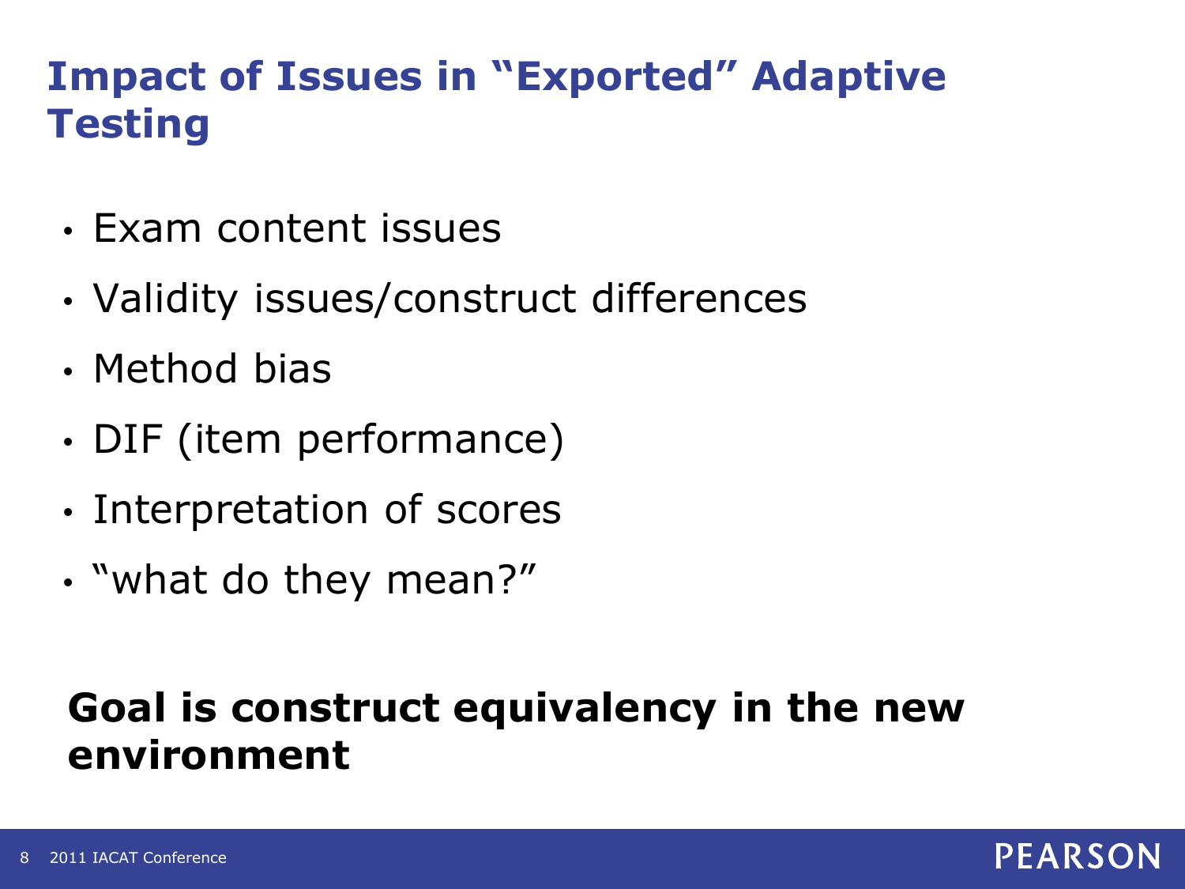# Impact of Issues in "Exported" Adaptive Testing

- Exam content issues
- Validity issues/construct differences
- Method bias
- DIF (item performance)
- Interpretation of scores
- "what do they mean?"

**Goal is construct equivalency in the new environment**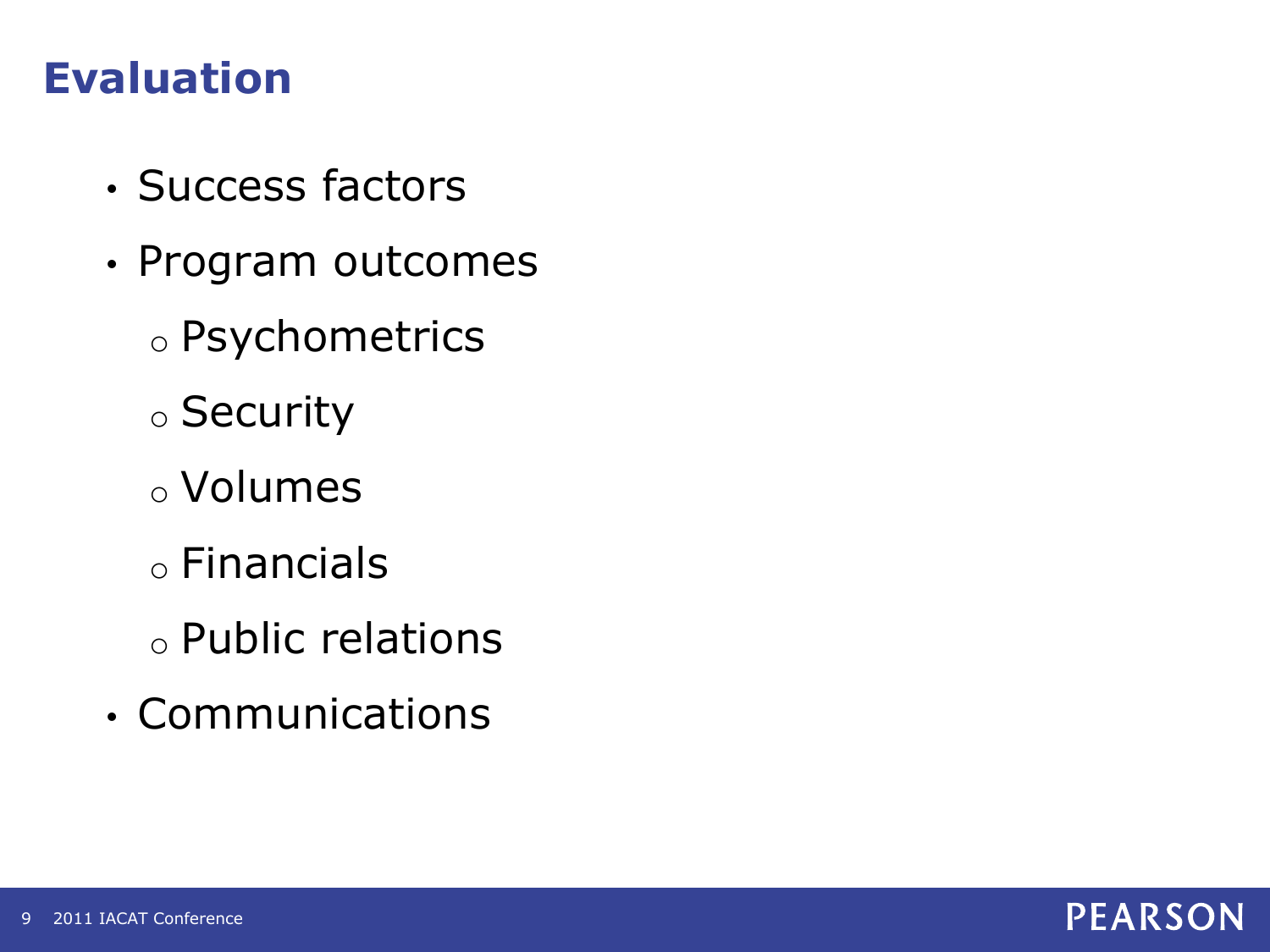# Evaluation

- Success factors
- Program outcomes
  - Psychometrics
  - Security
  - Volumes
  - Financials
  - Public relations
- Communications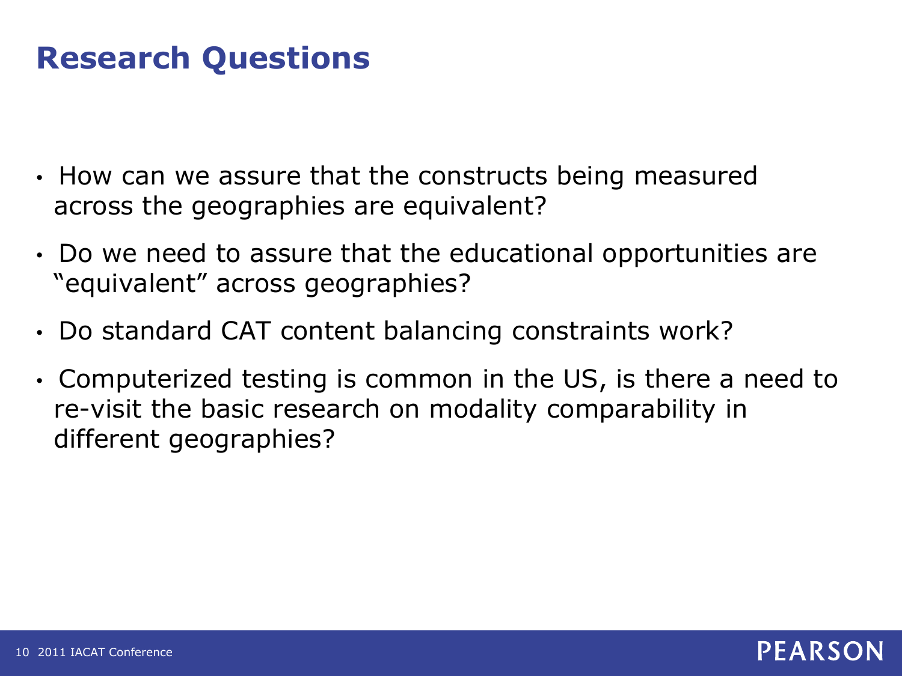# Research Questions

- How can we assure that the constructs being measured across the geographies are equivalent?
- Do we need to assure that the educational opportunities are "equivalent" across geographies?
- Do standard CAT content balancing constraints work?
- Computerized testing is common in the US, is there a need to re-visit the basic research on modality comparability in different geographies?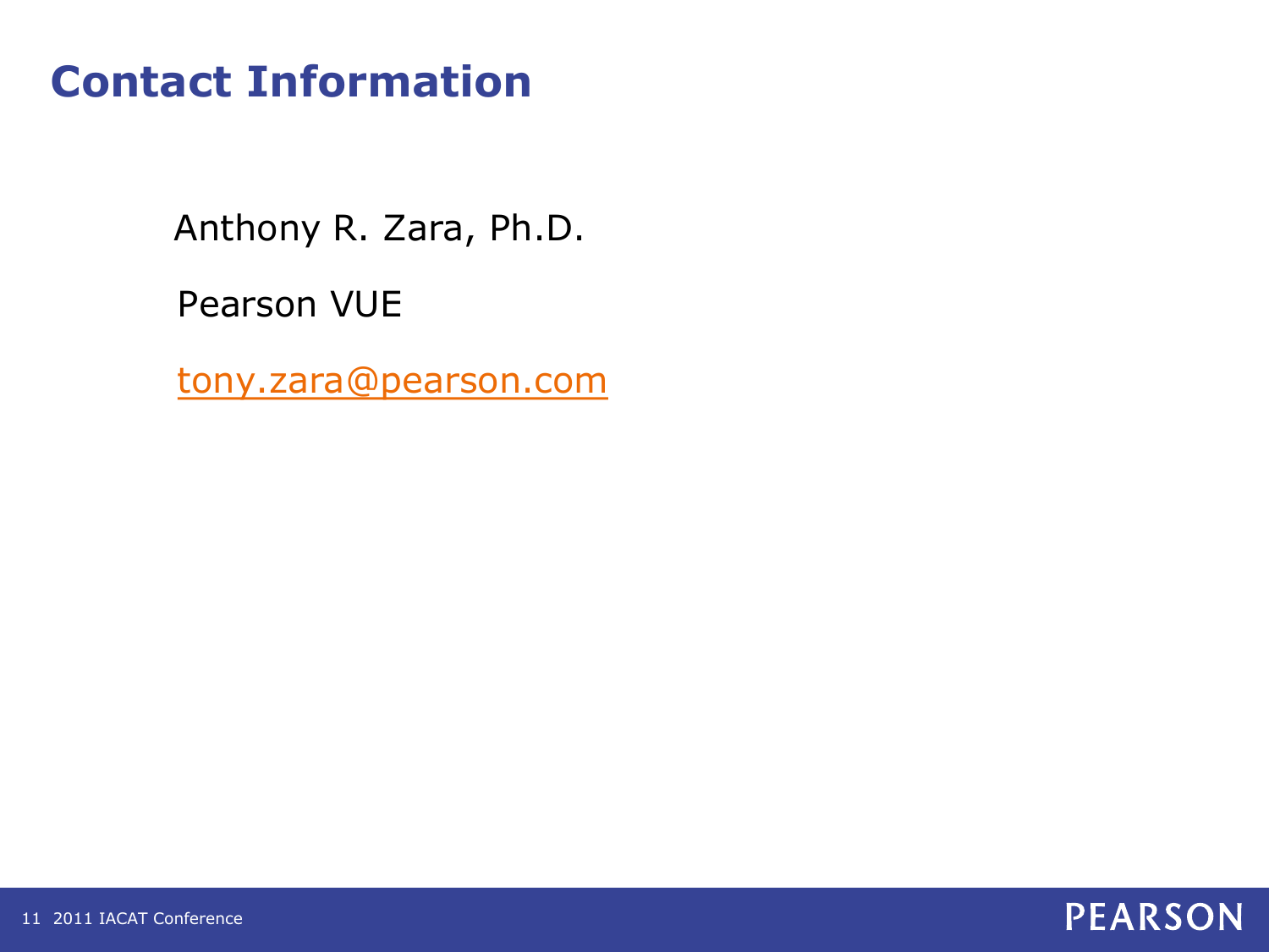# Contact Information

Anthony R. Zara, Ph.D.

Pearson VUE

tony.zara@pearson.com